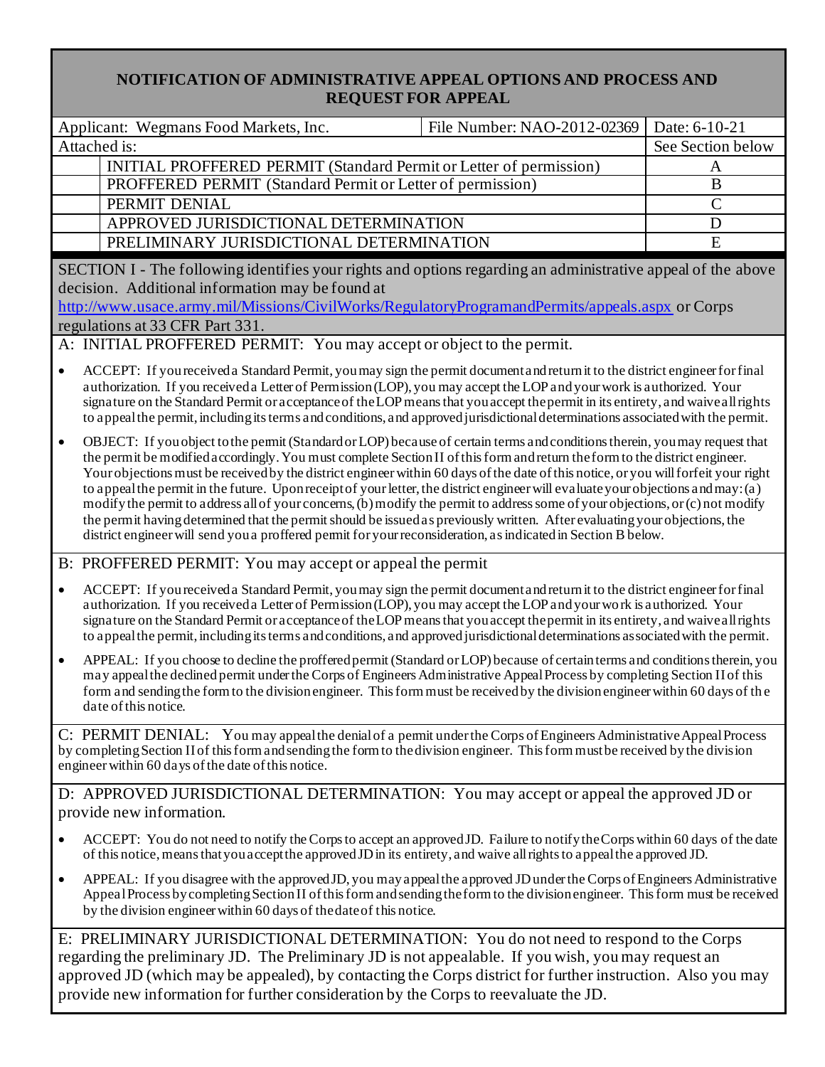# NOTIFICATION OF ADMINISTRATIVE APPEAL OPTIONS AND PROCESS AND REQUEST FOR APPEAL

| Applicant: Wegmans Food Markets, Inc. | File Number: NAO-2012-02369 | Date: 6-10-21 |
|---|---|---|
| Attached is: | | See Section below |
| | INITIAL PROFFERED PERMIT (Standard Permit or Letter of permission) | A |
| | PROFFERED PERMIT (Standard Permit or Letter of permission) | B |
| | PERMIT DENIAL | C |
| | APPROVED JURISDICTIONAL DETERMINATION | D |
| | PRELIMINARY JURISDICTIONAL DETERMINATION | E |

SECTION I - The following identifies your rights and options regarding an administrative appeal of the above decision. Additional information may be found at http://www.usace.army.mil/Missions/CivilWorks/RegulatoryProgramandPermits/appeals.aspx or Corps regulations at 33 CFR Part 331.

A: INITIAL PROFFERED PERMIT: You may accept or object to the permit.

- ACCEPT: If you received a Standard Permit, you may sign the permit document and return it to the district engineer for final authorization. If you received a Letter of Permission (LOP), you may accept the LOP and your work is authorized. Your signature on the Standard Permit or acceptance of the LOP means that you accept the permit in its entirety, and waive all rights to appeal the permit, including its terms and conditions, and approved jurisdictional determinations associated with the permit.
- OBJECT: If you object to the permit (Standard or LOP) because of certain terms and conditions therein, you may request that the permit be modified accordingly. You must complete Section II of this form and return the form to the district engineer. Your objections must be received by the district engineer within 60 days of the date of this notice, or you will forfeit your right to appeal the permit in the future. Upon receipt of your letter, the district engineer will evaluate your objections and may: (a) modify the permit to address all of your concerns, (b) modify the permit to address some of your objections, or (c) not modify the permit having determined that the permit should be issued as previously written. After evaluating your objections, the district engineer will send you a proffered permit for your reconsideration, as indicated in Section B below.

B: PROFFERED PERMIT: You may accept or appeal the permit

- ACCEPT: If you received a Standard Permit, you may sign the permit document and return it to the district engineer for final authorization. If you received a Letter of Permission (LOP), you may accept the LOP and your work is authorized. Your signature on the Standard Permit or acceptance of the LOP means that you accept the permit in its entirety, and waive all rights to appeal the permit, including its terms and conditions, and approved jurisdictional determinations associated with the permit.
- APPEAL: If you choose to decline the proffered permit (Standard or LOP) because of certain terms and conditions therein, you may appeal the declined permit under the Corps of Engineers Administrative Appeal Process by completing Section II of this form and sending the form to the division engineer. This form must be received by the division engineer within 60 days of the date of this notice.

C: PERMIT DENIAL: You may appeal the denial of a permit under the Corps of Engineers Administrative Appeal Process by completing Section II of this form and sending the form to the division engineer. This form must be received by the division engineer within 60 days of the date of this notice.

D: APPROVED JURISDICTIONAL DETERMINATION: You may accept or appeal the approved JD or provide new information.

- ACCEPT: You do not need to notify the Corps to accept an approved JD. Failure to notify the Corps within 60 days of the date of this notice, means that you accept the approved JD in its entirety, and waive all rights to appeal the approved JD.
- APPEAL: If you disagree with the approved JD, you may appeal the approved JD under the Corps of Engineers Administrative Appeal Process by completing Section II of this form and sending the form to the division engineer. This form must be received by the division engineer within 60 days of the date of this notice.

E: PRELIMINARY JURISDICTIONAL DETERMINATION: You do not need to respond to the Corps regarding the preliminary JD. The Preliminary JD is not appealable. If you wish, you may request an approved JD (which may be appealed), by contacting the Corps district for further instruction. Also you may provide new information for further consideration by the Corps to reevaluate the JD.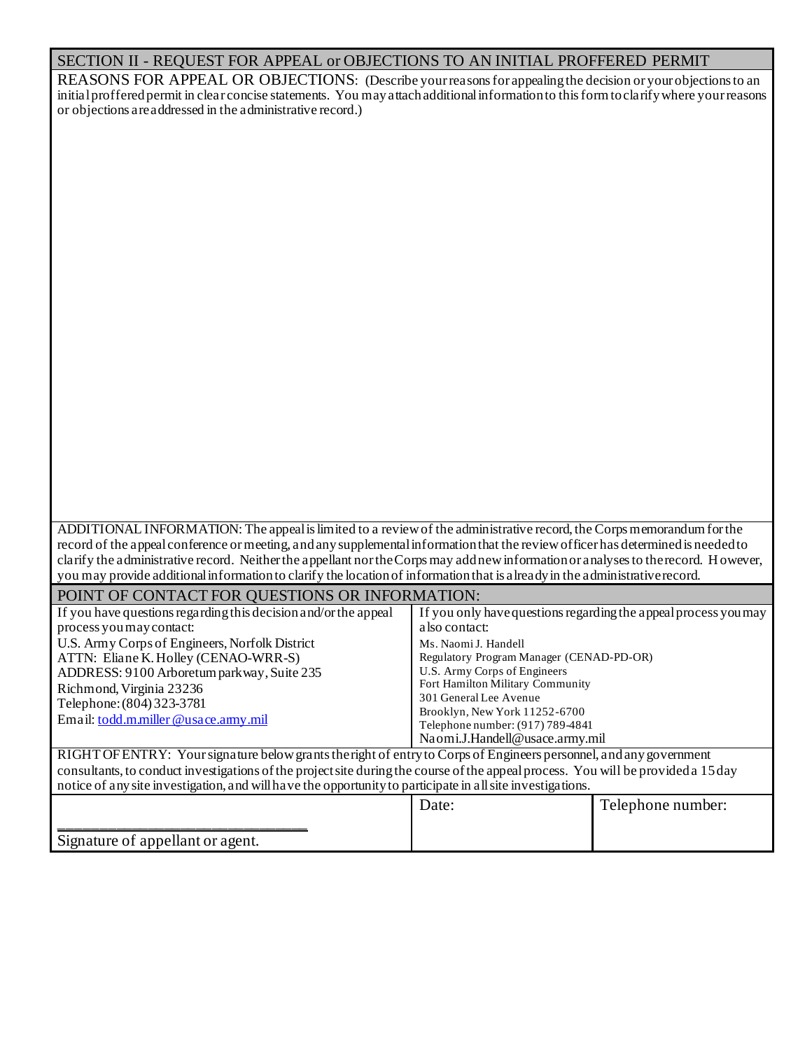## SECTION II - REQUEST FOR APPEAL or OBJECTIONS TO AN INITIAL PROFFERED PERMIT

REASONS FOR APPEAL OR OBJECTIONS: (Describe your reasons for appealing the decision or your objections to an initial proffered permit in clear concise statements. You may attach additional information to this form to clarify where your reasons or objections are addressed in the administrative record.)

ADDITIONAL INFORMATION: The appeal is limited to a review of the administrative record, the Corps memorandum for the record of the appeal conference or meeting, and any supplemental information that the review officer has determined is needed to clarify the administrative record. Neither the appellant nor the Corps may add new information or analyses to the record. However, you may provide additional information to clarify the location of information that is already in the administrative record.

## POINT OF CONTACT FOR QUESTIONS OR INFORMATION:

| | |
|---|---|
| If you have questions regarding this decision and/or the appeal process you may contact:<br>U.S. Army Corps of Engineers, Norfolk District<br>ATTN: Eliane K. Holley (CENAO-WRR-S)<br>ADDRESS: 9100 Arboretum parkway, Suite 235<br>Richmond, Virginia 23236<br>Telephone: (804) 323-3781<br>Email: todd.m.miller@usace.army.mil | If you only have questions regarding the appeal process you may also contact:<br>Ms. Naomi J. Handell<br>Regulatory Program Manager (CENAD-PD-OR)<br>U.S. Army Corps of Engineers<br>Fort Hamilton Military Community<br>301 General Lee Avenue<br>Brooklyn, New York 11252-6700<br>Telephone number: (917) 789-4841<br>Naomi.J.Handell@usace.army.mil |

RIGHT OF ENTRY: Your signature below grants the right of entry to Corps of Engineers personnel, and any government consultants, to conduct investigations of the project site during the course of the appeal process. You will be provided a 15 day notice of any site investigation, and will have the opportunity to participate in all site investigations.

| | | |
|---|---|---|
| _______________________________<br>Signature of appellant or agent. | Date: | Telephone number: |